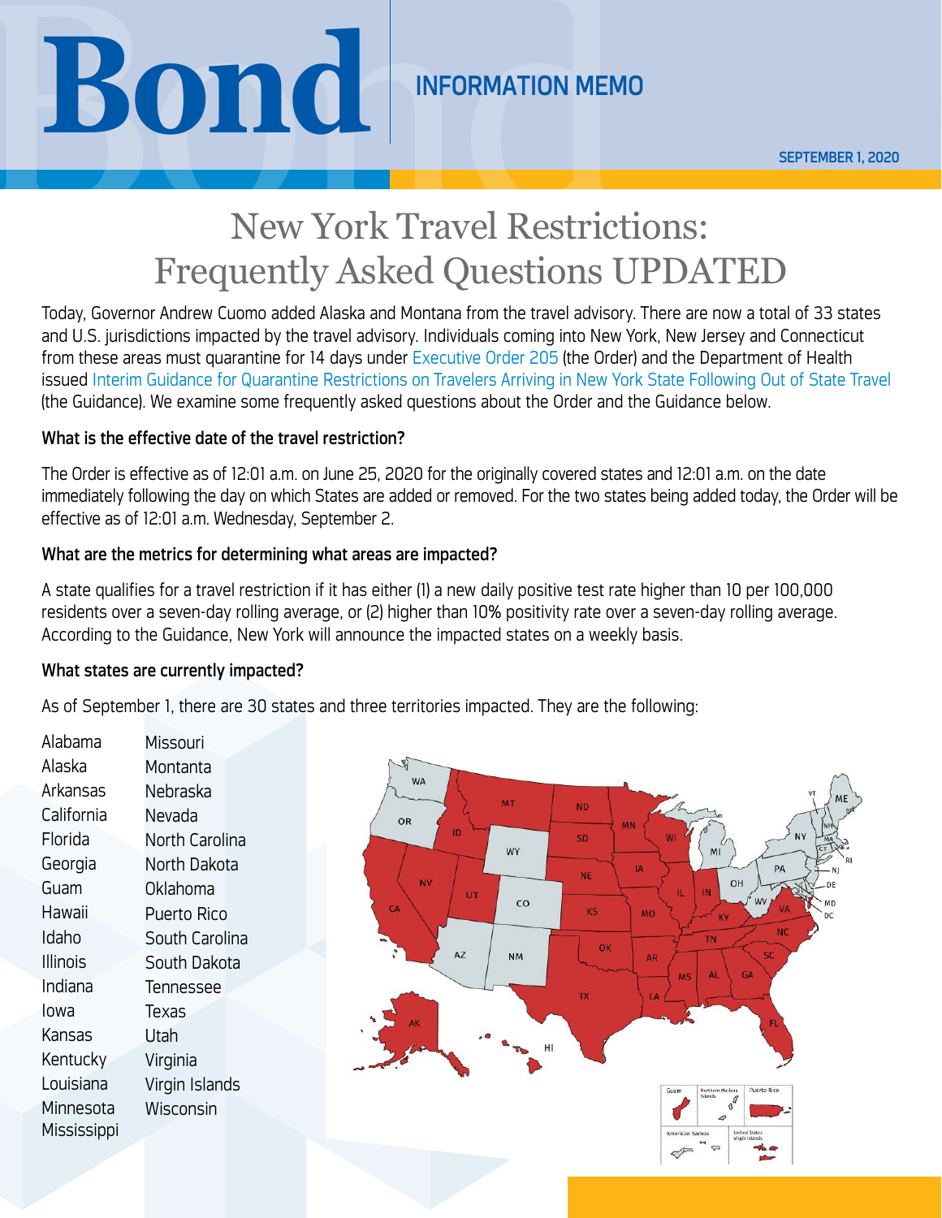# Bond

## INFORMATION MEMO

SEPTEMBER 1, 2020

# New York Travel Restrictions: Frequently Asked Questions UPDATED

Today, Governor Andrew Cuomo added Alaska and Montana from the travel advisory. There are now a total of 33 states and U.S. jurisdictions impacted by the travel advisory. Individuals coming into New York, New Jersey and Connecticut from these areas must quarantine for 14 days under Executive Order 205 (the Order) and the Department of Health issued Interim Guidance for Quarantine Restrictions on Travelers Arriving in New York State Following Out of State Travel (the Guidance). We examine some frequently asked questions about the Order and the Guidance below.

### What is the effective date of the travel restriction?

The Order is effective as of 12:01 a.m. on June 25, 2020 for the originally covered states and 12:01 a.m. on the date immediately following the day on which States are added or removed. For the two states being added today, the Order will be effective as of 12:01 a.m. Wednesday, September 2.

### What are the metrics for determining what areas are impacted?

A state qualifies for a travel restriction if it has either (1) a new daily positive test rate higher than 10 per 100,000 residents over a seven-day rolling average, or (2) higher than 10% positivity rate over a seven-day rolling average. According to the Guidance, New York will announce the impacted states on a weekly basis.

### What states are currently impacted?

As of September 1, there are 30 states and three territories impacted. They are the following:

- Alabama
- Alaska
- Arkansas
- California
- Florida
- Georgia
- Guam
- Hawaii
- Idaho
- Illinois
- Indiana
- Iowa
- Kansas
- Kentucky
- Louisiana
- Minnesota
- Mississippi
- Missouri
- Montanta
- Nebraska
- Nevada
- North Carolina
- North Dakota
- Oklahoma
- Puerto Rico
- South Carolina
- South Dakota
- Tennessee
- Texas
- Utah
- Virginia
- Virgin Islands
- Wisconsin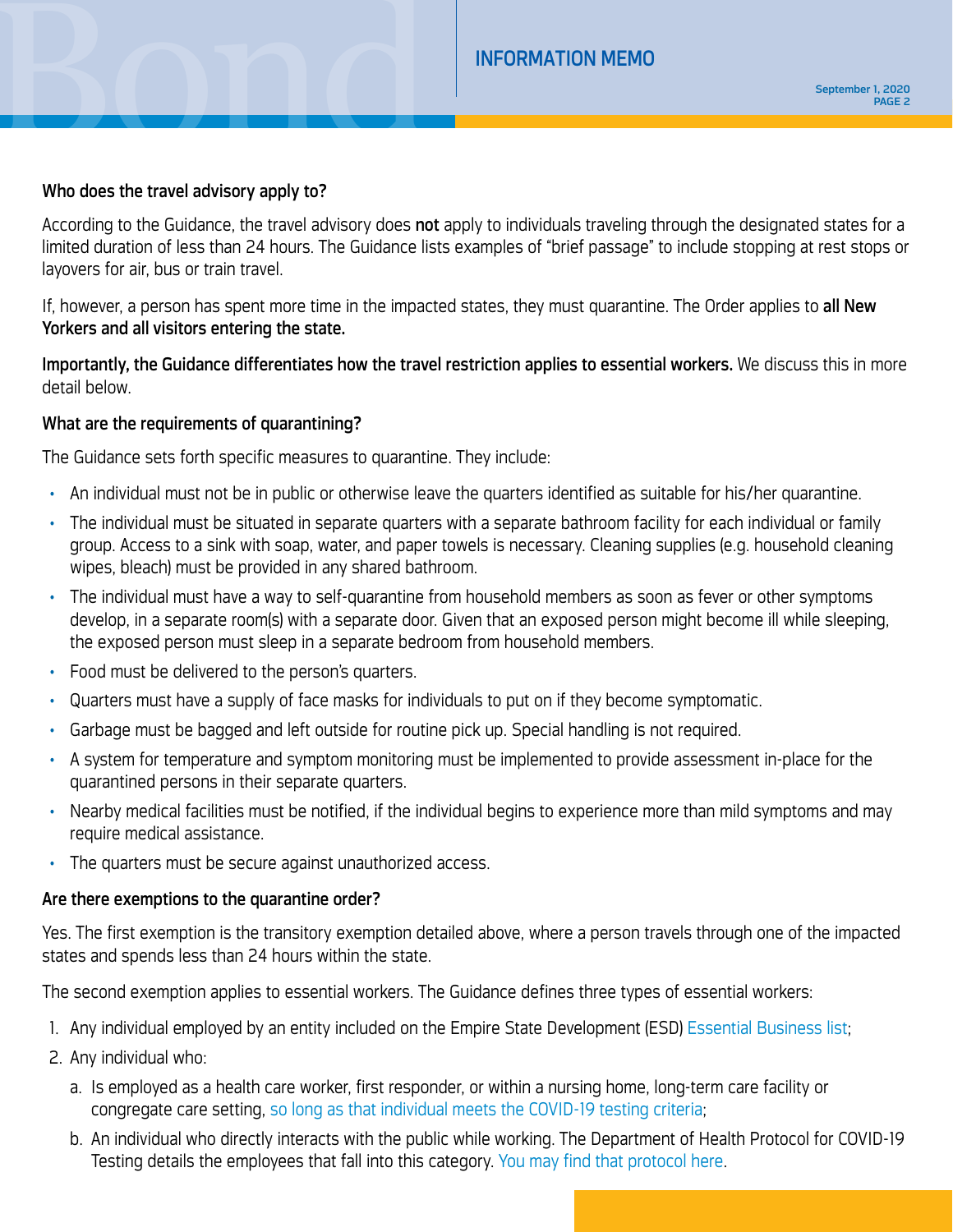**Who does the travel advisory apply to?**

According to the Guidance, the travel advisory does **not** apply to individuals traveling through the designated states for a limited duration of less than 24 hours. The Guidance lists examples of "brief passage" to include stopping at rest stops or layovers for air, bus or train travel.

If, however, a person has spent more time in the impacted states, they must quarantine. The Order applies to **all New Yorkers and all visitors entering the state.**

**Importantly, the Guidance differentiates how the travel restriction applies to essential workers.** We discuss this in more detail below.

**What are the requirements of quarantining?**

The Guidance sets forth specific measures to quarantine. They include:

- An individual must not be in public or otherwise leave the quarters identified as suitable for his/her quarantine.
- The individual must be situated in separate quarters with a separate bathroom facility for each individual or family group. Access to a sink with soap, water, and paper towels is necessary. Cleaning supplies (e.g. household cleaning wipes, bleach) must be provided in any shared bathroom.
- The individual must have a way to self-quarantine from household members as soon as fever or other symptoms develop, in a separate room(s) with a separate door. Given that an exposed person might become ill while sleeping, the exposed person must sleep in a separate bedroom from household members.
- Food must be delivered to the person's quarters.
- Quarters must have a supply of face masks for individuals to put on if they become symptomatic.
- Garbage must be bagged and left outside for routine pick up. Special handling is not required.
- A system for temperature and symptom monitoring must be implemented to provide assessment in-place for the quarantined persons in their separate quarters.
- Nearby medical facilities must be notified, if the individual begins to experience more than mild symptoms and may require medical assistance.
- The quarters must be secure against unauthorized access.

**Are there exemptions to the quarantine order?**

Yes. The first exemption is the transitory exemption detailed above, where a person travels through one of the impacted states and spends less than 24 hours within the state.

The second exemption applies to essential workers. The Guidance defines three types of essential workers:

1. Any individual employed by an entity included on the Empire State Development (ESD) Essential Business list;
2. Any individual who:
    a. Is employed as a health care worker, first responder, or within a nursing home, long-term care facility or congregate care setting, so long as that individual meets the COVID-19 testing criteria;
    b. An individual who directly interacts with the public while working. The Department of Health Protocol for COVID-19 Testing details the employees that fall into this category. You may find that protocol here.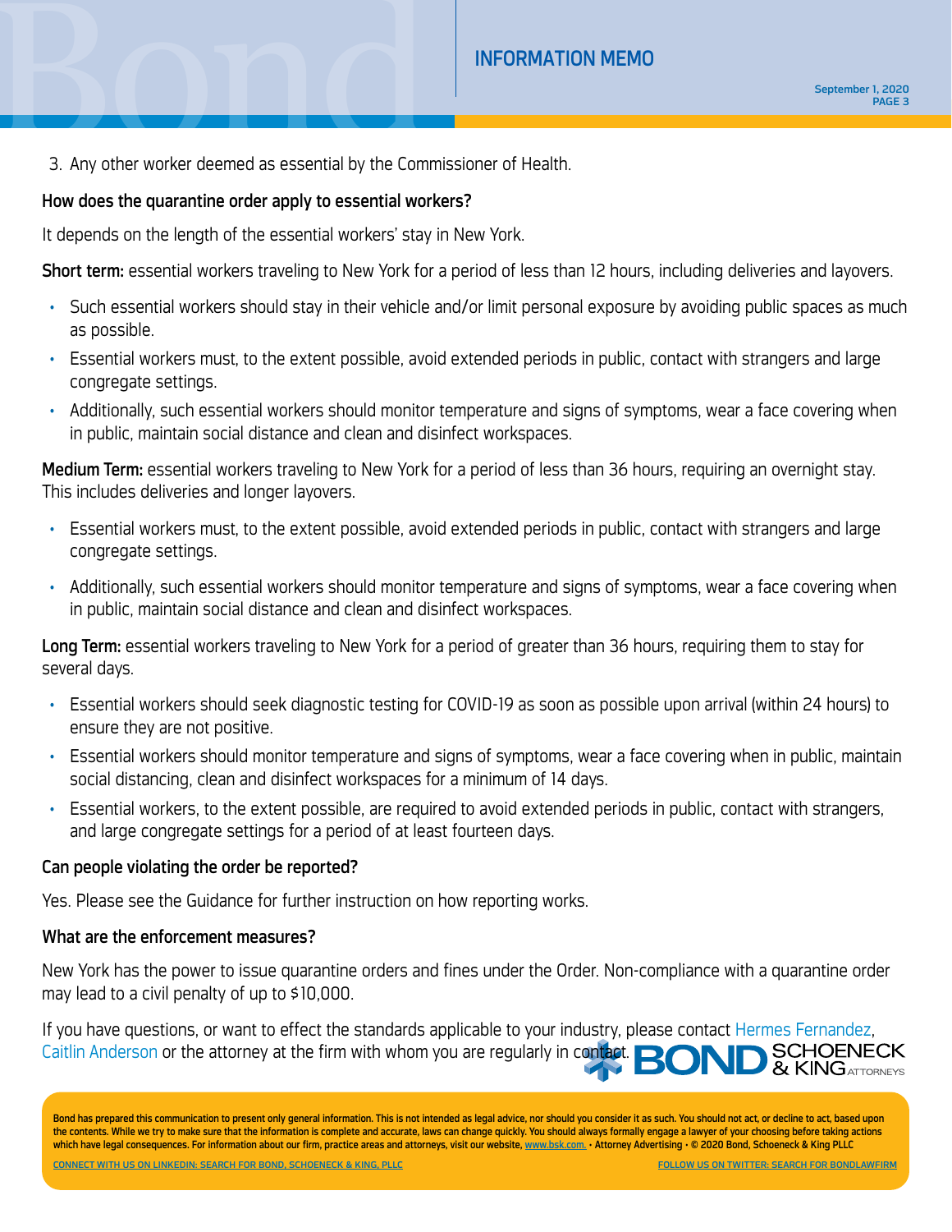3. Any other worker deemed as essential by the Commissioner of Health.

### How does the quarantine order apply to essential workers?

It depends on the length of the essential workers' stay in New York.

**Short term:** essential workers traveling to New York for a period of less than 12 hours, including deliveries and layovers.

- Such essential workers should stay in their vehicle and/or limit personal exposure by avoiding public spaces as much as possible.
- Essential workers must, to the extent possible, avoid extended periods in public, contact with strangers and large congregate settings.
- Additionally, such essential workers should monitor temperature and signs of symptoms, wear a face covering when in public, maintain social distance and clean and disinfect workspaces.

**Medium Term:** essential workers traveling to New York for a period of less than 36 hours, requiring an overnight stay. This includes deliveries and longer layovers.

- Essential workers must, to the extent possible, avoid extended periods in public, contact with strangers and large congregate settings.
- Additionally, such essential workers should monitor temperature and signs of symptoms, wear a face covering when in public, maintain social distance and clean and disinfect workspaces.

**Long Term:** essential workers traveling to New York for a period of greater than 36 hours, requiring them to stay for several days.

- Essential workers should seek diagnostic testing for COVID-19 as soon as possible upon arrival (within 24 hours) to ensure they are not positive.
- Essential workers should monitor temperature and signs of symptoms, wear a face covering when in public, maintain social distancing, clean and disinfect workspaces for a minimum of 14 days.
- Essential workers, to the extent possible, are required to avoid extended periods in public, contact with strangers, and large congregate settings for a period of at least fourteen days.

### Can people violating the order be reported?

Yes. Please see the Guidance for further instruction on how reporting works.

### What are the enforcement measures?

New York has the power to issue quarantine orders and fines under the Order. Non-compliance with a quarantine order may lead to a civil penalty of up to $10,000.

If you have questions, or want to effect the standards applicable to your industry, please contact Hermes Fernandez, Caitlin Anderson or the attorney at the firm with whom you are regularly in contact.

Bond has prepared this communication to present only general information. This is not intended as legal advice, nor should you consider it as such. You should not act, or decline to act, based upon the contents. While we try to make sure that the information is complete and accurate, laws can change quickly. You should always formally engage a lawyer of your choosing before taking actions which have legal consequences. For information about our firm, practice areas and attorneys, visit our website, www.bsk.com. • Attorney Advertising • © 2020 Bond, Schoeneck & King PLLC

CONNECT WITH US ON LINKEDIN: SEARCH FOR BOND, SCHOENECK & KING, PLLC

FOLLOW US ON TWITTER: SEARCH FOR BONDLAWFIRM